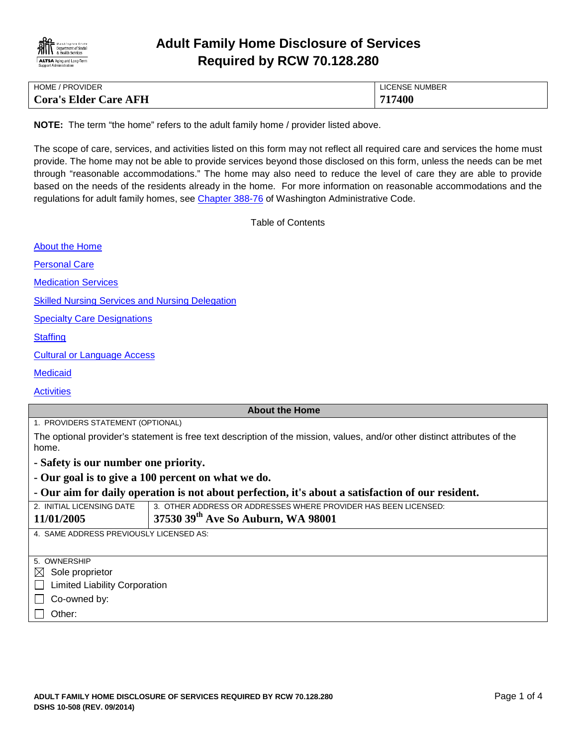# Adult Family Home Disclosure of Services Required by RCW 70.128.280

| HOME / PROVIDER | LICENSE NUMBER |
|---|---|
| **Cora's Elder Care AFH** | **717400** |

**NOTE:** The term "the home" refers to the adult family home / provider listed above.

The scope of care, services, and activities listed on this form may not reflect all required care and services the home must provide. The home may not be able to provide services beyond those disclosed on this form, unless the needs can be met through "reasonable accommodations." The home may also need to reduce the level of care they are able to provide based on the needs of the residents already in the home. For more information on reasonable accommodations and the regulations for adult family homes, see Chapter 388-76 of Washington Administrative Code.

Table of Contents

- About the Home
- Personal Care
- Medication Services
- Skilled Nursing Services and Nursing Delegation
- Specialty Care Designations
- Staffing
- Cultural or Language Access
- Medicaid
- Activities

## About the Home

1. PROVIDERS STATEMENT (OPTIONAL)

The optional provider's statement is free text description of the mission, values, and/or other distinct attributes of the home.

**- Safety is our number one priority.**

**- Our goal is to give a 100 percent on what we do.**

**- Our aim for daily operation is not about perfection, it's about a satisfaction of our resident.**

| 2. INITIAL LICENSING DATE | 3. OTHER ADDRESS OR ADDRESSES WHERE PROVIDER HAS BEEN LICENSED: |
|---|---|
| **11/01/2005** | **37530 39th Ave So Auburn, WA 98001** |

4. SAME ADDRESS PREVIOUSLY LICENSED AS:

5. OWNERSHIP

- ☒ Sole proprietor
- ☐ Limited Liability Corporation
- ☐ Co-owned by:
- ☐ Other: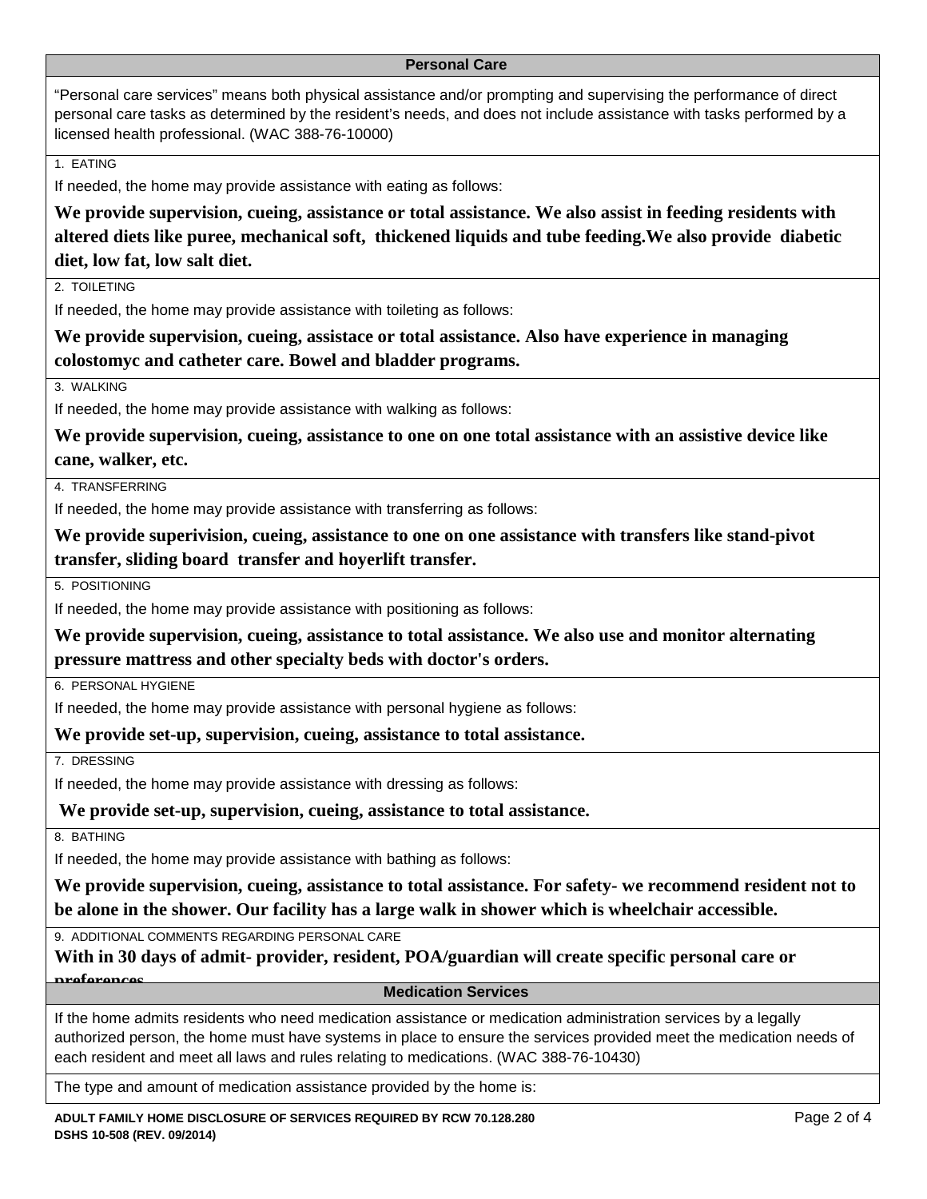## Personal Care

"Personal care services" means both physical assistance and/or prompting and supervising the performance of direct personal care tasks as determined by the resident's needs, and does not include assistance with tasks performed by a licensed health professional. (WAC 388-76-10000)

1. EATING

If needed, the home may provide assistance with eating as follows:

**We provide supervision, cueing, assistance or total assistance. We also assist in feeding residents with altered diets like puree, mechanical soft, thickened liquids and tube feeding.We also provide diabetic diet, low fat, low salt diet.**

2. TOILETING

If needed, the home may provide assistance with toileting as follows:

**We provide supervision, cueing, assistace or total assistance. Also have experience in managing colostomyc and catheter care. Bowel and bladder programs.**

3. WALKING

If needed, the home may provide assistance with walking as follows:

**We provide supervision, cueing, assistance to one on one total assistance with an assistive device like cane, walker, etc.**

4. TRANSFERRING

If needed, the home may provide assistance with transferring as follows:

**We provide superivision, cueing, assistance to one on one assistance with transfers like stand-pivot transfer, sliding board transfer and hoyerlift transfer.**

5. POSITIONING

If needed, the home may provide assistance with positioning as follows:

**We provide supervision, cueing, assistance to total assistance. We also use and monitor alternating pressure mattress and other specialty beds with doctor's orders.**

6. PERSONAL HYGIENE

If needed, the home may provide assistance with personal hygiene as follows:

**We provide set-up, supervision, cueing, assistance to total assistance.**

7. DRESSING

If needed, the home may provide assistance with dressing as follows:

**We provide set-up, supervision, cueing, assistance to total assistance.**

8. BATHING

If needed, the home may provide assistance with bathing as follows:

**We provide supervision, cueing, assistance to total assistance. For safety- we recommend resident not to be alone in the shower. Our facility has a large walk in shower which is wheelchair accessible.**

9. ADDITIONAL COMMENTS REGARDING PERSONAL CARE

**With in 30 days of admit- provider, resident, POA/guardian will create specific personal care or preferences**

## Medication Services

If the home admits residents who need medication assistance or medication administration services by a legally authorized person, the home must have systems in place to ensure the services provided meet the medication needs of each resident and meet all laws and rules relating to medications. (WAC 388-76-10430)

The type and amount of medication assistance provided by the home is: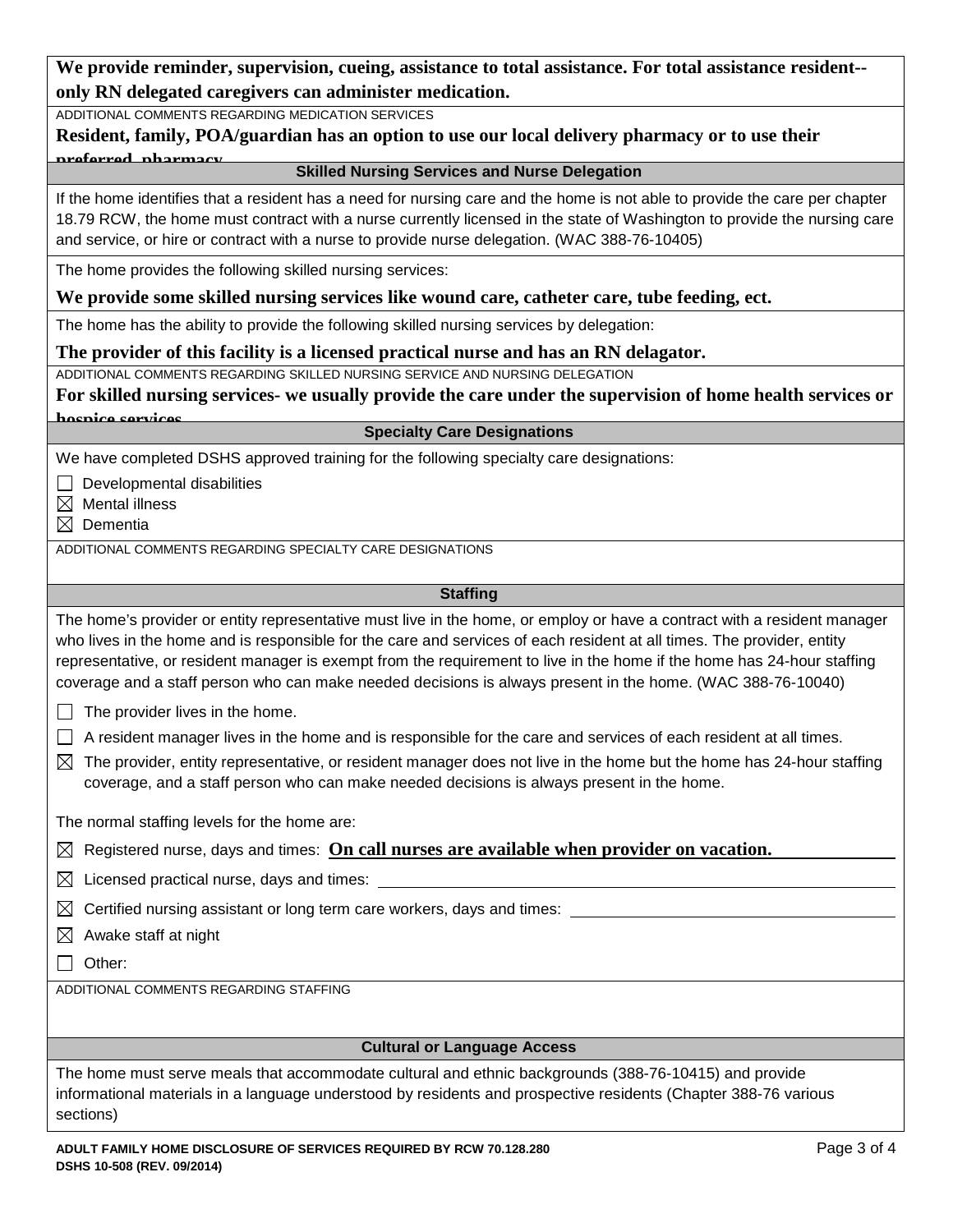**We provide reminder, supervision, cueing, assistance to total assistance. For total assistance resident--only RN delegated caregivers can administer medication.**

ADDITIONAL COMMENTS REGARDING MEDICATION SERVICES

**Resident, family, POA/guardian has an option to use our local delivery pharmacy or to use their preferred pharmacy**

## Skilled Nursing Services and Nurse Delegation

If the home identifies that a resident has a need for nursing care and the home is not able to provide the care per chapter 18.79 RCW, the home must contract with a nurse currently licensed in the state of Washington to provide the nursing care and service, or hire or contract with a nurse to provide nurse delegation. (WAC 388-76-10405)

The home provides the following skilled nursing services:

**We provide some skilled nursing services like wound care, catheter care, tube feeding, ect.**

The home has the ability to provide the following skilled nursing services by delegation:

**The provider of this facility is a licensed practical nurse and has an RN delagator.**

ADDITIONAL COMMENTS REGARDING SKILLED NURSING SERVICE AND NURSING DELEGATION

**For skilled nursing services- we usually provide the care under the supervision of home health services or hospice services**

## Specialty Care Designations

We have completed DSHS approved training for the following specialty care designations:

- ☐ Developmental disabilities
- ☒ Mental illness
- ☒ Dementia

ADDITIONAL COMMENTS REGARDING SPECIALTY CARE DESIGNATIONS

## Staffing

The home's provider or entity representative must live in the home, or employ or have a contract with a resident manager who lives in the home and is responsible for the care and services of each resident at all times. The provider, entity representative, or resident manager is exempt from the requirement to live in the home if the home has 24-hour staffing coverage and a staff person who can make needed decisions is always present in the home. (WAC 388-76-10040)

- ☐ The provider lives in the home.
- ☐ A resident manager lives in the home and is responsible for the care and services of each resident at all times.
- ☒ The provider, entity representative, or resident manager does not live in the home but the home has 24-hour staffing coverage, and a staff person who can make needed decisions is always present in the home.

The normal staffing levels for the home are:

- ☒ Registered nurse, days and times: **On call nurses are available when provider on vacation.**
- ☒ Licensed practical nurse, days and times:
- ☒ Certified nursing assistant or long term care workers, days and times:
- ☒ Awake staff at night
- ☐ Other:

ADDITIONAL COMMENTS REGARDING STAFFING

## Cultural or Language Access

The home must serve meals that accommodate cultural and ethnic backgrounds (388-76-10415) and provide informational materials in a language understood by residents and prospective residents (Chapter 388-76 various sections)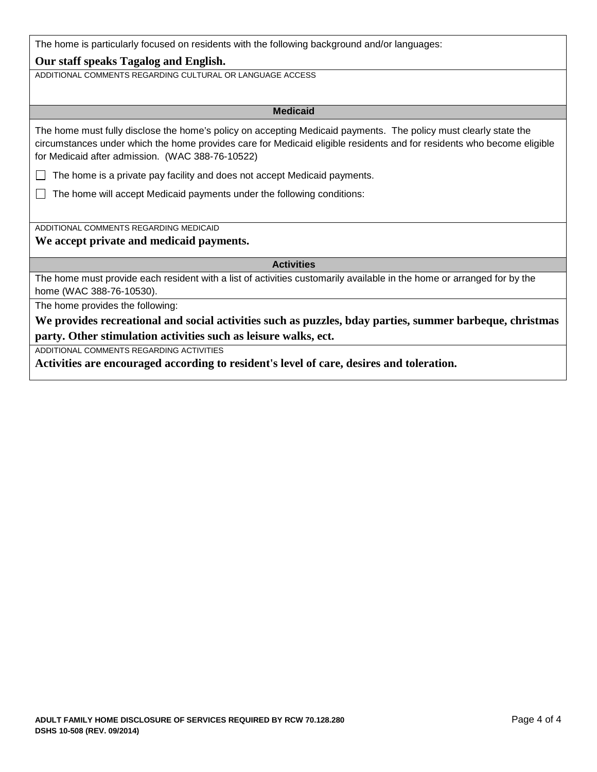The home is particularly focused on residents with the following background and/or languages:

**Our staff speaks Tagalog and English.**

ADDITIONAL COMMENTS REGARDING CULTURAL OR LANGUAGE ACCESS

## Medicaid

The home must fully disclose the home's policy on accepting Medicaid payments. The policy must clearly state the circumstances under which the home provides care for Medicaid eligible residents and for residents who become eligible for Medicaid after admission. (WAC 388-76-10522)

☐ The home is a private pay facility and does not accept Medicaid payments.

☐ The home will accept Medicaid payments under the following conditions:

ADDITIONAL COMMENTS REGARDING MEDICAID

**We accept private and medicaid payments.**

## Activities

The home must provide each resident with a list of activities customarily available in the home or arranged for by the home (WAC 388-76-10530).

The home provides the following:

**We provides recreational and social activities such as puzzles, bday parties, summer barbeque, christmas party. Other stimulation activities such as leisure walks, ect.**

ADDITIONAL COMMENTS REGARDING ACTIVITIES

**Activities are encouraged according to resident's level of care, desires and toleration.**

ADULT FAMILY HOME DISCLOSURE OF SERVICES REQUIRED BY RCW 70.128.280
DSHS 10-508 (REV. 09/2014)